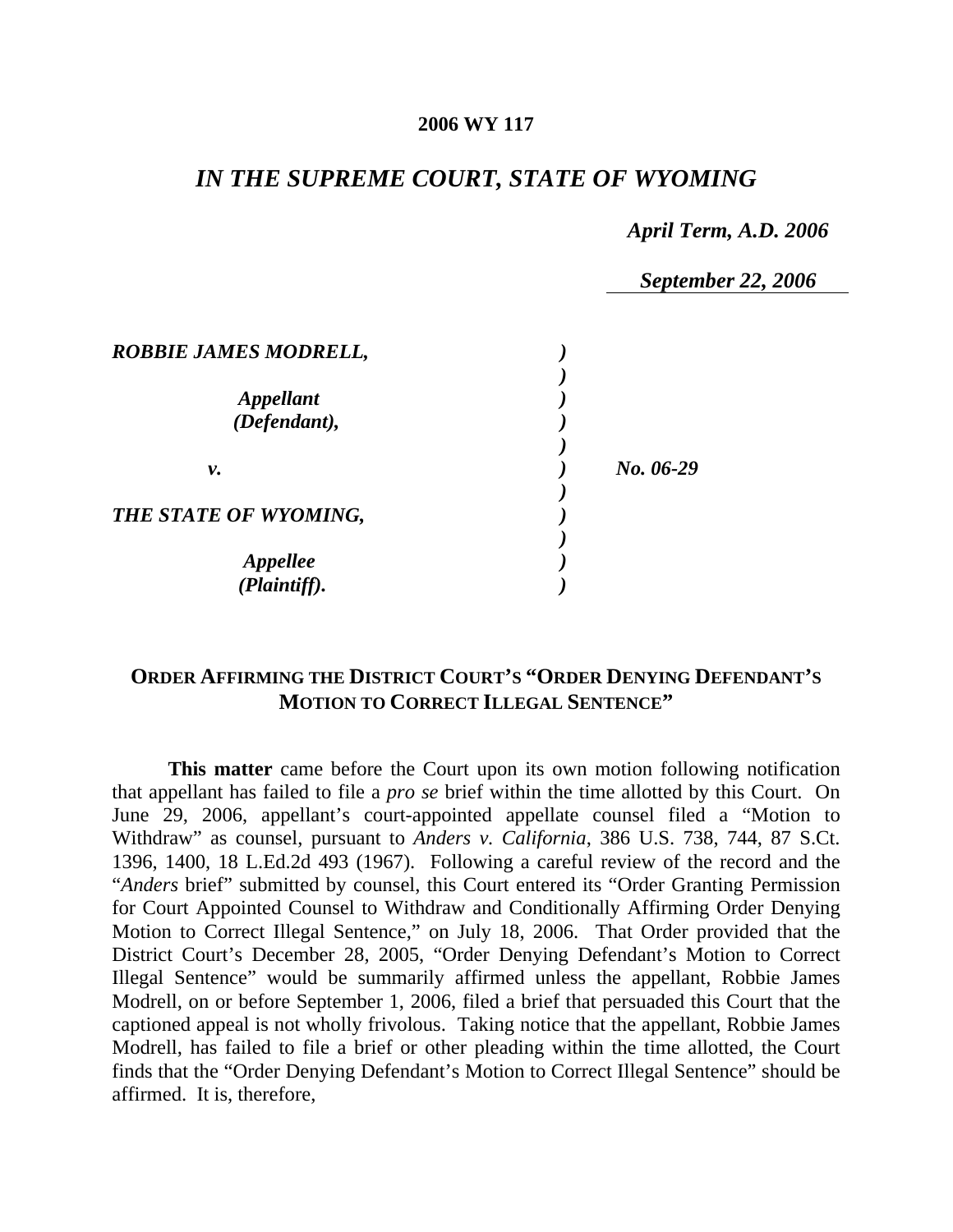**2006 WY 117**

# *IN THE SUPREME COURT, STATE OF WYOMING*

*April Term, A.D. 2006*

*September 22, 2006*

| | | |
|---|---|---|
| ***ROBBIE JAMES MODRELL,*** | ) | |
| | ) | |
| ***Appellant*** | ) | |
| ***(Defendant),*** | ) | |
| | ) | |
| ***v.*** | ) | ***No. 06-29*** |
| | ) | |
| ***THE STATE OF WYOMING,*** | ) | |
| | ) | |
| ***Appellee*** | ) | |
| ***(Plaintiff).*** | ) | |

## ORDER AFFIRMING THE DISTRICT COURT'S "ORDER DENYING DEFENDANT'S MOTION TO CORRECT ILLEGAL SENTENCE"

**This matter** came before the Court upon its own motion following notification that appellant has failed to file a *pro se* brief within the time allotted by this Court. On June 29, 2006, appellant's court-appointed appellate counsel filed a "Motion to Withdraw" as counsel, pursuant to *Anders v. California*, 386 U.S. 738, 744, 87 S.Ct. 1396, 1400, 18 L.Ed.2d 493 (1967). Following a careful review of the record and the "*Anders* brief" submitted by counsel, this Court entered its "Order Granting Permission for Court Appointed Counsel to Withdraw and Conditionally Affirming Order Denying Motion to Correct Illegal Sentence," on July 18, 2006. That Order provided that the District Court's December 28, 2005, "Order Denying Defendant's Motion to Correct Illegal Sentence" would be summarily affirmed unless the appellant, Robbie James Modrell, on or before September 1, 2006, filed a brief that persuaded this Court that the captioned appeal is not wholly frivolous. Taking notice that the appellant, Robbie James Modrell, has failed to file a brief or other pleading within the time allotted, the Court finds that the "Order Denying Defendant's Motion to Correct Illegal Sentence" should be affirmed. It is, therefore,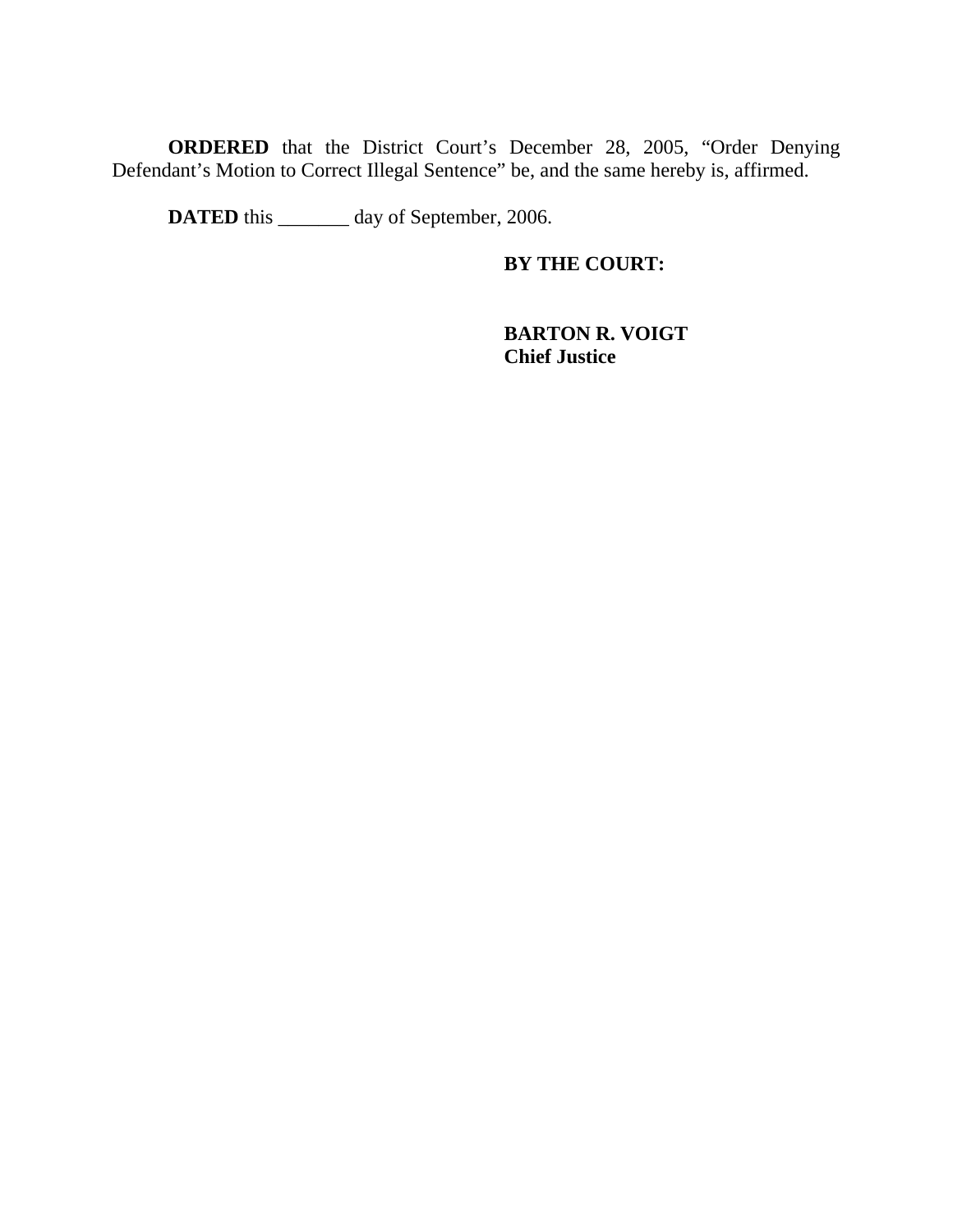**ORDERED** that the District Court's December 28, 2005, "Order Denying Defendant's Motion to Correct Illegal Sentence" be, and the same hereby is, affirmed.

**DATED** this _______ day of September, 2006.

**BY THE COURT:**

**BARTON R. VOIGT**
**Chief Justice**